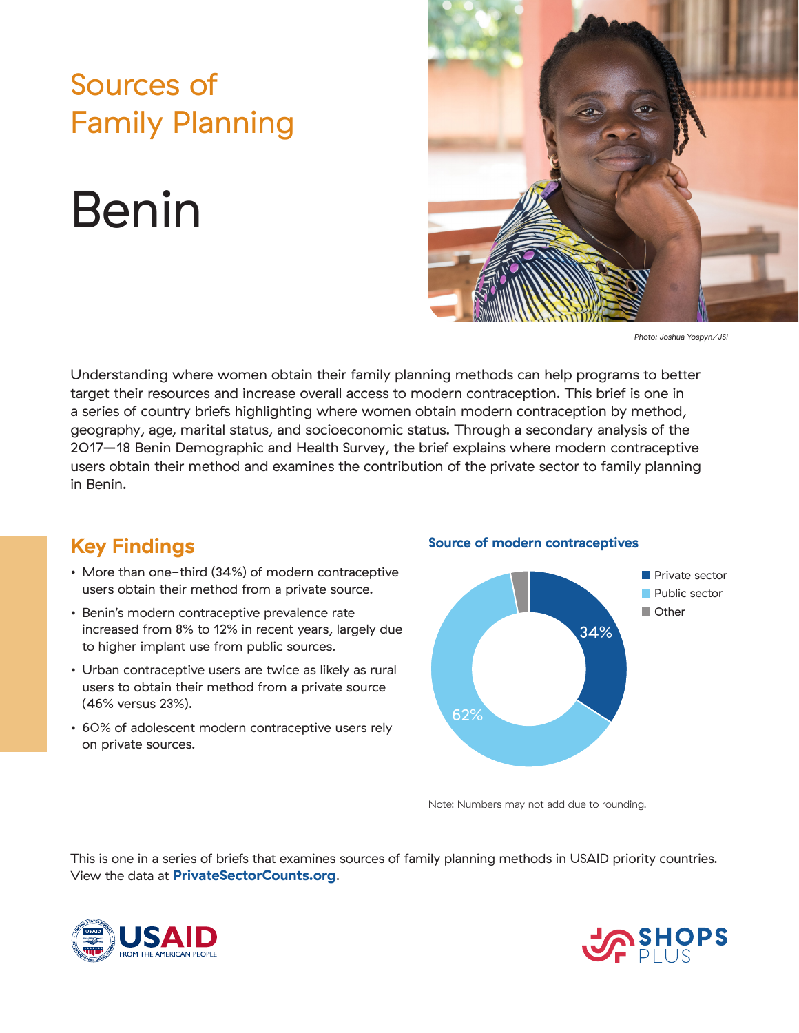# Sources of Family Planning

# Benin

*Photo: Joshua Yospyn/JSI*

Understanding where women obtain their family planning methods can help programs to better target their resources and increase overall access to modern contraception. This brief is one in a series of country briefs highlighting where women obtain modern contraception by method, geography, age, marital status, and socioeconomic status. Through a secondary analysis of the 2017—18 Benin Demographic and Health Survey, the brief explains where modern contraceptive users obtain their method and examines the contribution of the private sector to family planning in Benin.

## Key Findings

- More than one-third (34%) of modern contraceptive users obtain their method from a private source.
- Benin's modern contraceptive prevalence rate increased from 8% to 12% in recent years, largely due to higher implant use from public sources.
- Urban contraceptive users are twice as likely as rural users to obtain their method from a private source (46% versus 23%).
- 60% of adolescent modern contraceptive users rely on private sources.

**Source of modern contraceptives**

- Private sector: 34%
- Public sector: 62%
- Other

Note: Numbers may not add due to rounding.

This is one in a series of briefs that examines sources of family planning methods in USAID priority countries. View the data at **PrivateSectorCounts.org**.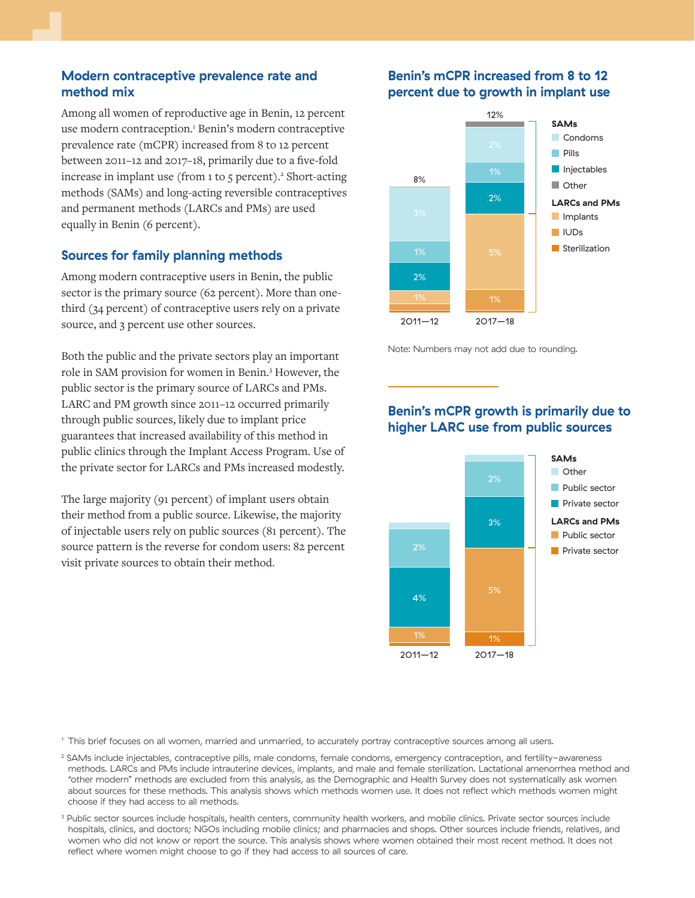## Modern contraceptive prevalence rate and method mix

Among all women of reproductive age in Benin, 12 percent use modern contraception.[1] Benin's modern contraceptive prevalence rate (mCPR) increased from 8 to 12 percent between 2011–12 and 2017–18, primarily due to a five-fold increase in implant use (from 1 to 5 percent).[2] Short-acting methods (SAMs) and long-acting reversible contraceptives and permanent methods (LARCs and PMs) are used equally in Benin (6 percent).

## Sources for family planning methods

Among modern contraceptive users in Benin, the public sector is the primary source (62 percent). More than one-third (34 percent) of contraceptive users rely on a private source, and 3 percent use other sources.

Both the public and the private sectors play an important role in SAM provision for women in Benin.[3] However, the public sector is the primary source of LARCs and PMs. LARC and PM growth since 2011–12 occurred primarily through public sources, likely due to implant price guarantees that increased availability of this method in public clinics through the Implant Access Program. Use of the private sector for LARCs and PMs increased modestly.

The large majority (91 percent) of implant users obtain their method from a public source. Likewise, the majority of injectable users rely on public sources (81 percent). The source pattern is the reverse for condom users: 82 percent visit private sources to obtain their method.

### Benin's mCPR increased from 8 to 12 percent due to growth in implant use

| | 2011—12 | 2017—18 |
|---|---|---|
| **SAMs** | | |
| Condoms | 3% | 2% |
| Pills | 1% | 1% |
| Injectables | 2% | 2% |
| Other | | |
| **LARCs and PMs** | | |
| Implants | 1% | 5% |
| IUDs | | 1% |
| Sterilization | | |
| **Total** | 8% | 12% |

Note: Numbers may not add due to rounding.

### Benin's mCPR growth is primarily due to higher LARC use from public sources

| | 2011—12 | 2017—18 |
|---|---|---|
| **SAMs** | | |
| Other | | |
| Public sector | 2% | 2% |
| Private sector | 4% | 3% |
| **LARCs and PMs** | | |
| Public sector | 1% | 5% |
| Private sector | | 1% |

[1] This brief focuses on all women, married and unmarried, to accurately portray contraceptive sources among all users.

[2] SAMs include injectables, contraceptive pills, male condoms, female condoms, emergency contraception, and fertility-awareness methods. LARCs and PMs include intrauterine devices, implants, and male and female sterilization. Lactational amenorrhea method and "other modern" methods are excluded from this analysis, as the Demographic and Health Survey does not systematically ask women about sources for these methods. This analysis shows which methods women use. It does not reflect which methods women might choose if they had access to all methods.

[3] Public sector sources include hospitals, health centers, community health workers, and mobile clinics. Private sector sources include hospitals, clinics, and doctors; NGOs including mobile clinics; and pharmacies and shops. Other sources include friends, relatives, and women who did not know or report the source. This analysis shows where women obtained their most recent method. It does not reflect where women might choose to go if they had access to all sources of care.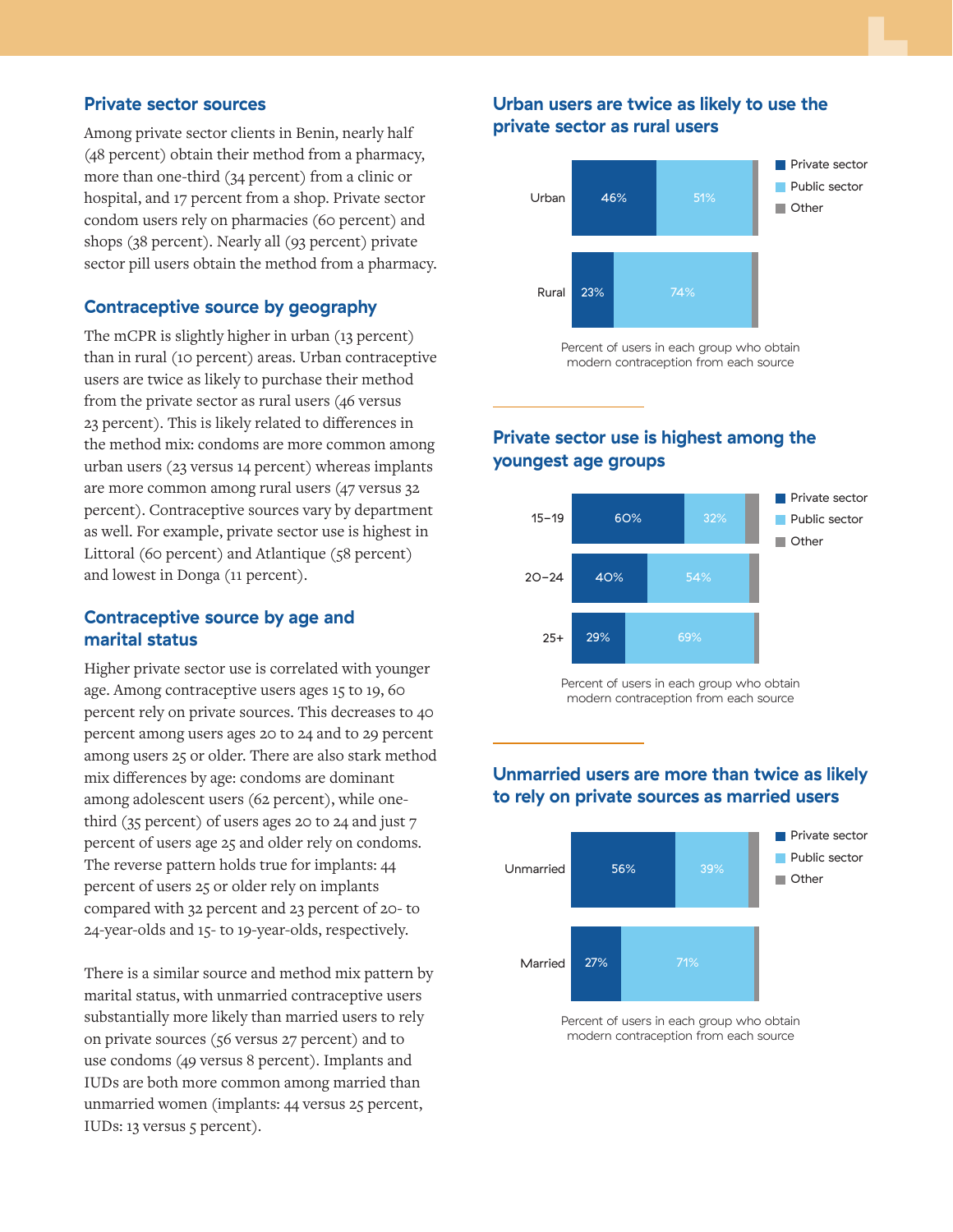## Private sector sources

Among private sector clients in Benin, nearly half (48 percent) obtain their method from a pharmacy, more than one-third (34 percent) from a clinic or hospital, and 17 percent from a shop. Private sector condom users rely on pharmacies (60 percent) and shops (38 percent). Nearly all (93 percent) private sector pill users obtain the method from a pharmacy.

## Contraceptive source by geography

The mCPR is slightly higher in urban (13 percent) than in rural (10 percent) areas. Urban contraceptive users are twice as likely to purchase their method from the private sector as rural users (46 versus 23 percent). This is likely related to differences in the method mix: condoms are more common among urban users (23 versus 14 percent) whereas implants are more common among rural users (47 versus 32 percent). Contraceptive sources vary by department as well. For example, private sector use is highest in Littoral (60 percent) and Atlantique (58 percent) and lowest in Donga (11 percent).

## Contraceptive source by age and marital status

Higher private sector use is correlated with younger age. Among contraceptive users ages 15 to 19, 60 percent rely on private sources. This decreases to 40 percent among users ages 20 to 24 and to 29 percent among users 25 or older. There are also stark method mix differences by age: condoms are dominant among adolescent users (62 percent), while one-third (35 percent) of users ages 20 to 24 and just 7 percent of users age 25 and older rely on condoms. The reverse pattern holds true for implants: 44 percent of users 25 or older rely on implants compared with 32 percent and 23 percent of 20- to 24-year-olds and 15- to 19-year-olds, respectively.

There is a similar source and method mix pattern by marital status, with unmarried contraceptive users substantially more likely than married users to rely on private sources (56 versus 27 percent) and to use condoms (49 versus 8 percent). Implants and IUDs are both more common among married than unmarried women (implants: 44 versus 25 percent, IUDs: 13 versus 5 percent).

### Urban users are twice as likely to use the private sector as rural users

| | Private sector | Public sector | Other |
|---|---|---|---|
| Urban | 46% | 51% | |
| Rural | 23% | 74% | |

Percent of users in each group who obtain modern contraception from each source

### Private sector use is highest among the youngest age groups

| | Private sector | Public sector | Other |
|---|---|---|---|
| 15–19 | 60% | 32% | |
| 20–24 | 40% | 54% | |
| 25+ | 29% | 69% | |

Percent of users in each group who obtain modern contraception from each source

### Unmarried users are more than twice as likely to rely on private sources as married users

| | Private sector | Public sector | Other |
|---|---|---|---|
| Unmarried | 56% | 39% | |
| Married | 27% | 71% | |

Percent of users in each group who obtain modern contraception from each source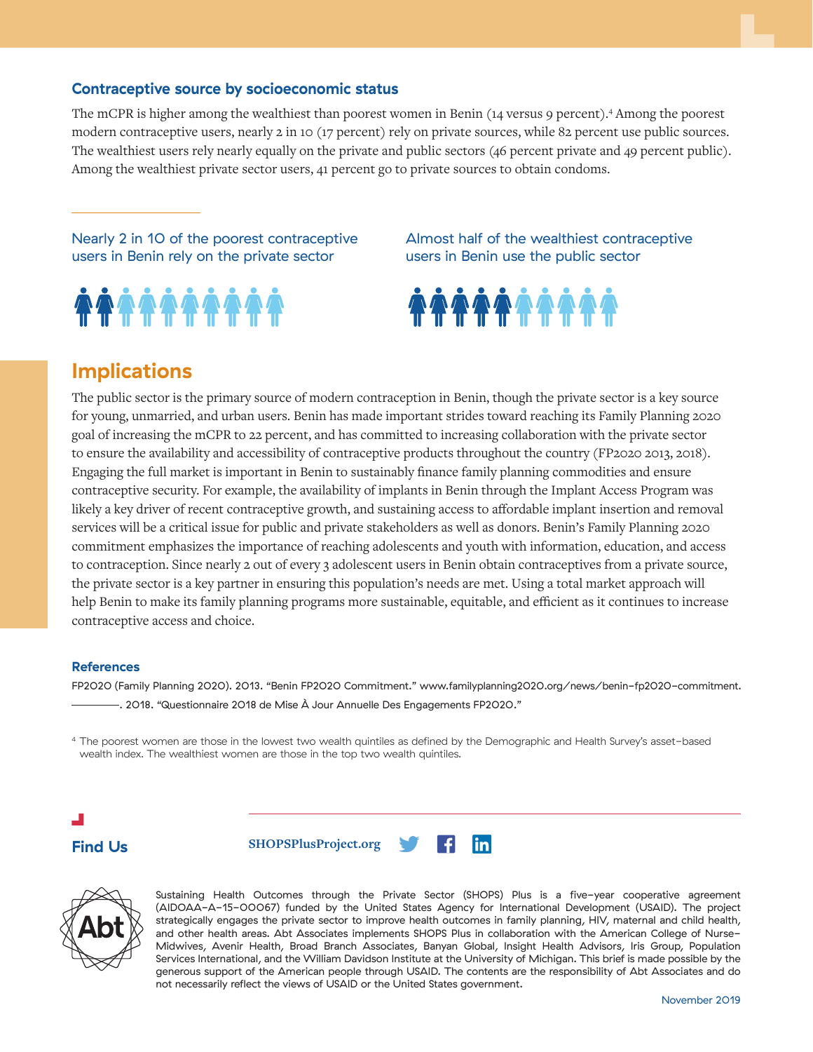## Contraceptive source by socioeconomic status

The mCPR is higher among the wealthiest than poorest women in Benin (14 versus 9 percent).[4] Among the poorest modern contraceptive users, nearly 2 in 10 (17 percent) rely on private sources, while 82 percent use public sources. The wealthiest users rely nearly equally on the private and public sectors (46 percent private and 49 percent public). Among the wealthiest private sector users, 41 percent go to private sources to obtain condoms.

Nearly 2 in 10 of the poorest contraceptive users in Benin rely on the private sector

Almost half of the wealthiest contraceptive users in Benin use the public sector

## Implications

The public sector is the primary source of modern contraception in Benin, though the private sector is a key source for young, unmarried, and urban users. Benin has made important strides toward reaching its Family Planning 2020 goal of increasing the mCPR to 22 percent, and has committed to increasing collaboration with the private sector to ensure the availability and accessibility of contraceptive products throughout the country (FP2020 2013, 2018). Engaging the full market is important in Benin to sustainably finance family planning commodities and ensure contraceptive security. For example, the availability of implants in Benin through the Implant Access Program was likely a key driver of recent contraceptive growth, and sustaining access to affordable implant insertion and removal services will be a critical issue for public and private stakeholders as well as donors. Benin's Family Planning 2020 commitment emphasizes the importance of reaching adolescents and youth with information, education, and access to contraception. Since nearly 2 out of every 3 adolescent users in Benin obtain contraceptives from a private source, the private sector is a key partner in ensuring this population's needs are met. Using a total market approach will help Benin to make its family planning programs more sustainable, equitable, and efficient as it continues to increase contraceptive access and choice.

### References

FP2020 (Family Planning 2020). 2013. "Benin FP2020 Commitment." www.familyplanning2020.org/news/benin-fp2020-commitment.

———. 2018. "Questionnaire 2018 de Mise À Jour Annuelle Des Engagements FP2020."

[4] The poorest women are those in the lowest two wealth quintiles as defined by the Demographic and Health Survey's asset-based wealth index. The wealthiest women are those in the top two wealth quintiles.

**Find Us**

SHOPSPlusProject.org

Sustaining Health Outcomes through the Private Sector (SHOPS) Plus is a five-year cooperative agreement (AIDOAA-A-15-00067) funded by the United States Agency for International Development (USAID). The project strategically engages the private sector to improve health outcomes in family planning, HIV, maternal and child health, and other health areas. Abt Associates implements SHOPS Plus in collaboration with the American College of Nurse-Midwives, Avenir Health, Broad Branch Associates, Banyan Global, Insight Health Advisors, Iris Group, Population Services International, and the William Davidson Institute at the University of Michigan. This brief is made possible by the generous support of the American people through USAID. The contents are the responsibility of Abt Associates and do not necessarily reflect the views of USAID or the United States government.

November 2019